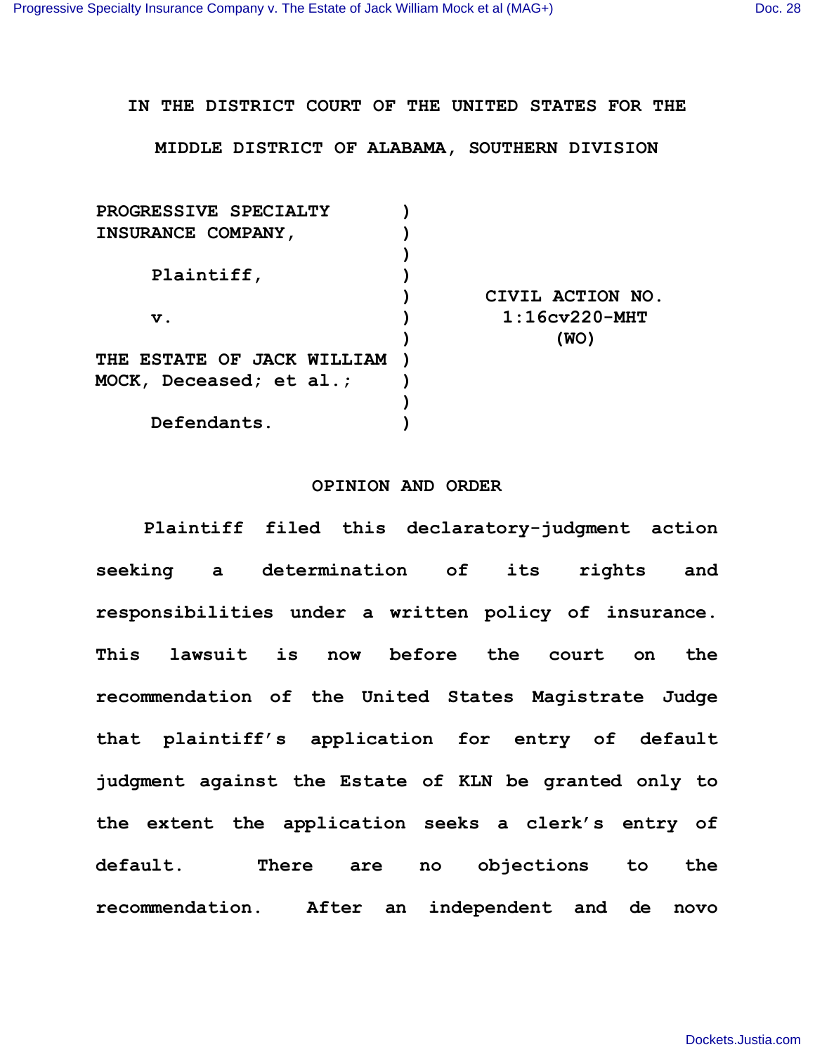IN THE DISTRICT COURT OF THE UNITED STATES FOR THE

MIDDLE DISTRICT OF ALABAMA, SOUTHERN DIVISION

| | | |
|---|---|---|
| PROGRESSIVE SPECIALTY INSURANCE COMPANY, | ) | |
| Plaintiff, | ) | CIVIL ACTION NO. |
| v. | ) | 1:16cv220-MHT |
| | ) | (WO) |
| THE ESTATE OF JACK WILLIAM MOCK, Deceased; et al.; | ) | |
| Defendants. | ) | |

## OPINION AND ORDER

Plaintiff filed this declaratory-judgment action seeking a determination of its rights and responsibilities under a written policy of insurance. This lawsuit is now before the court on the recommendation of the United States Magistrate Judge that plaintiff's application for entry of default judgment against the Estate of KLN be granted only to the extent the application seeks a clerk's entry of default. There are no objections to the recommendation. After an independent and de novo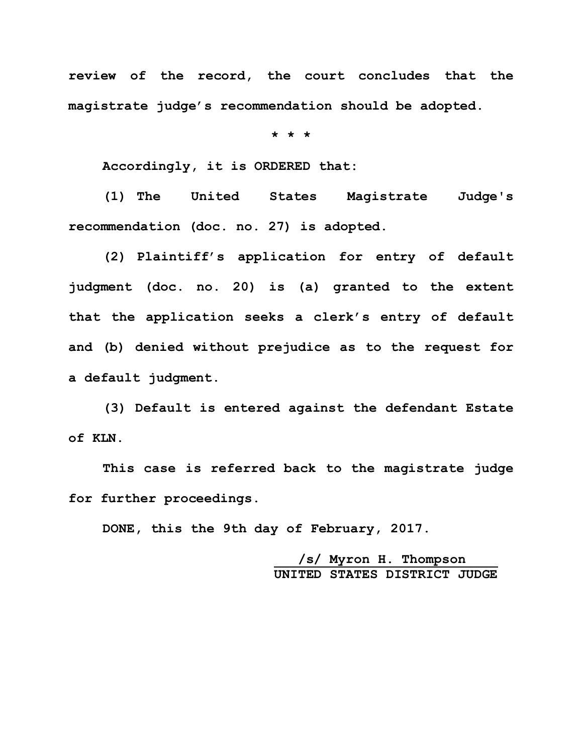review of the record, the court concludes that the magistrate judge's recommendation should be adopted.

\* \* \*

Accordingly, it is ORDERED that:

(1) The United States Magistrate Judge's recommendation (doc. no. 27) is adopted.

(2) Plaintiff's application for entry of default judgment (doc. no. 20) is (a) granted to the extent that the application seeks a clerk's entry of default and (b) denied without prejudice as to the request for a default judgment.

(3) Default is entered against the defendant Estate of KLN.

This case is referred back to the magistrate judge for further proceedings.

DONE, this the 9th day of February, 2017.

/s/ Myron H. Thompson
UNITED STATES DISTRICT JUDGE